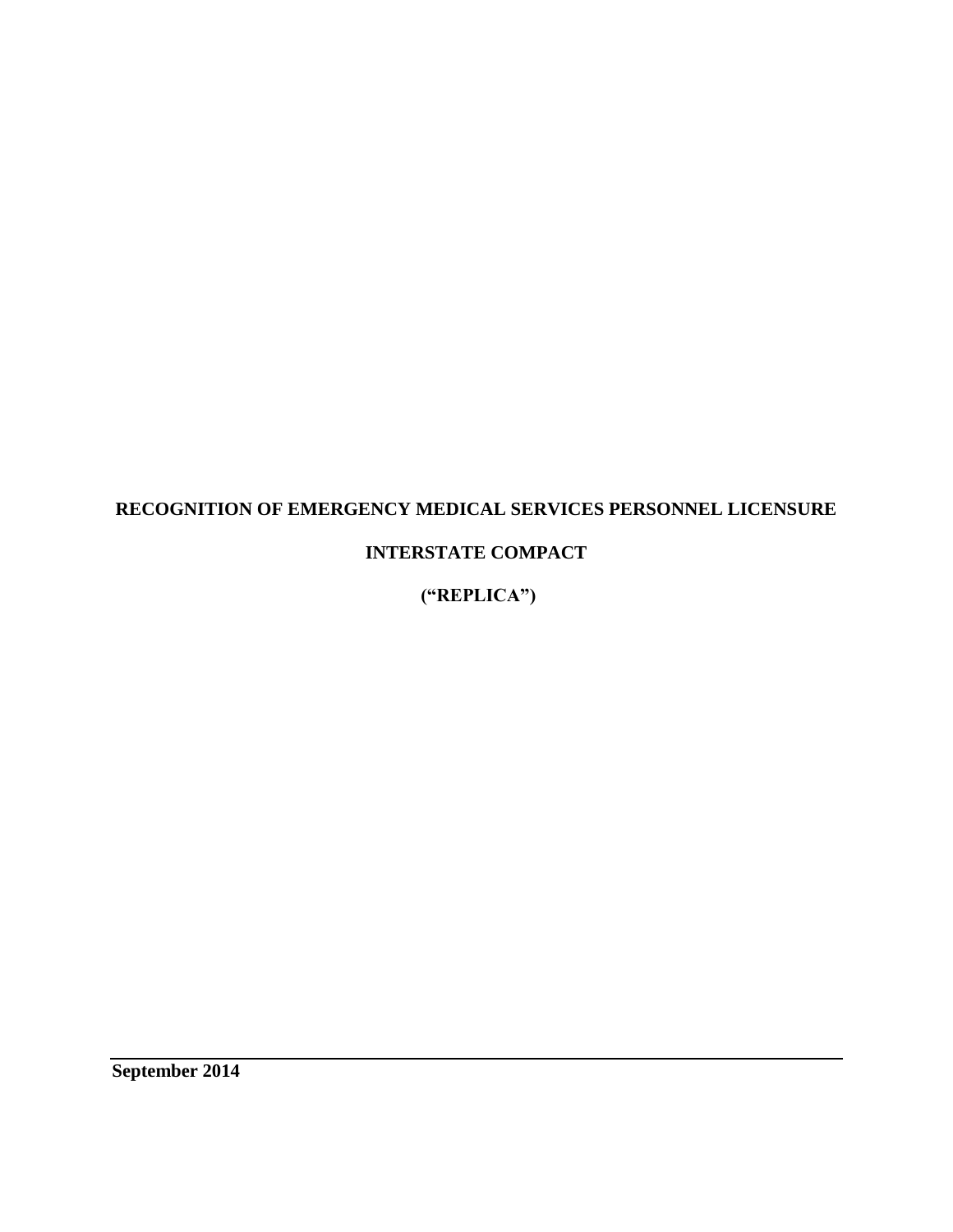# RECOGNITION OF EMERGENCY MEDICAL SERVICES PERSONNEL LICENSURE

# INTERSTATE COMPACT

# (“REPLICA”)

**September 2014**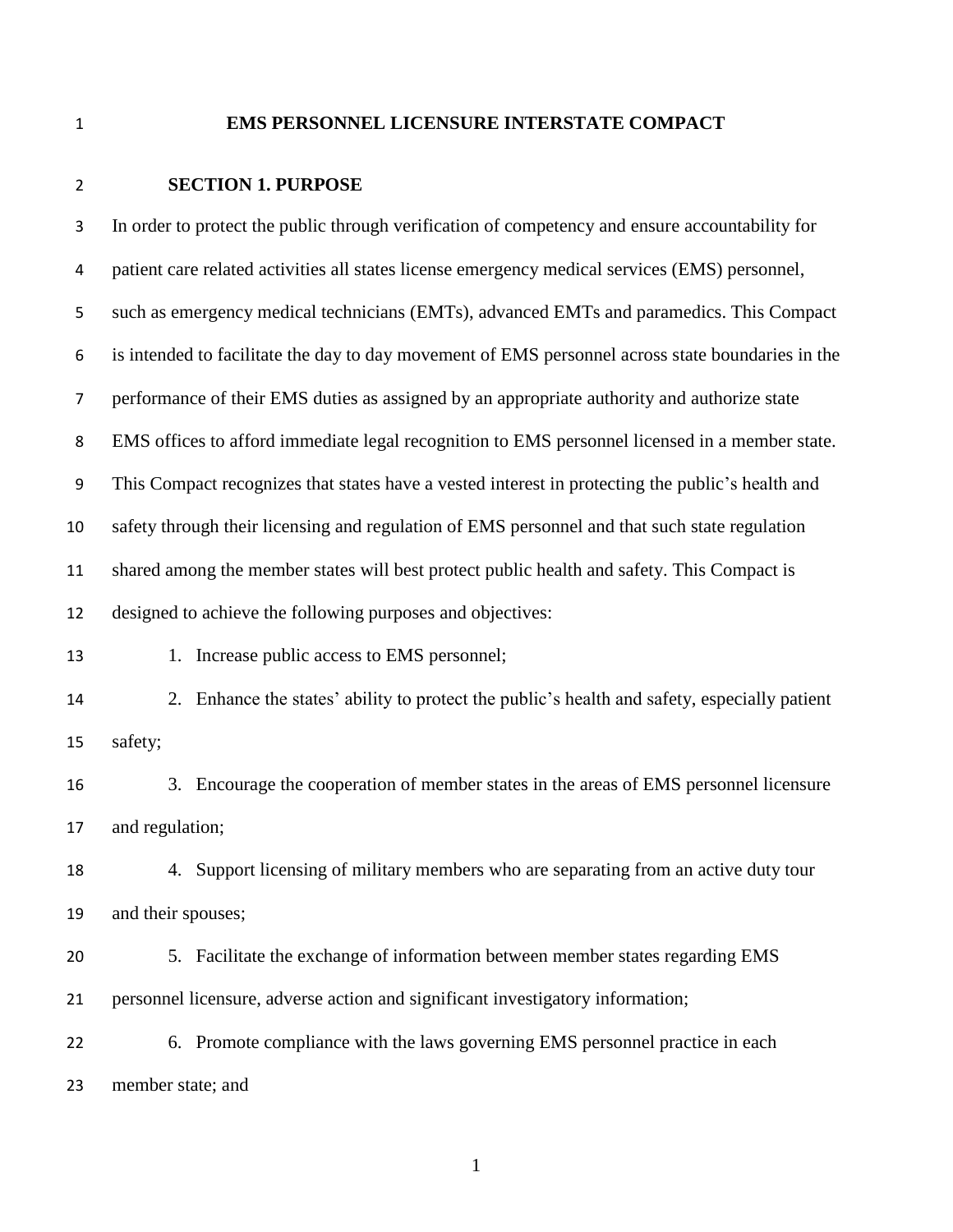# EMS PERSONNEL LICENSURE INTERSTATE COMPACT

## SECTION 1. PURPOSE

In order to protect the public through verification of competency and ensure accountability for patient care related activities all states license emergency medical services (EMS) personnel, such as emergency medical technicians (EMTs), advanced EMTs and paramedics. This Compact is intended to facilitate the day to day movement of EMS personnel across state boundaries in the performance of their EMS duties as assigned by an appropriate authority and authorize state EMS offices to afford immediate legal recognition to EMS personnel licensed in a member state. This Compact recognizes that states have a vested interest in protecting the public's health and safety through their licensing and regulation of EMS personnel and that such state regulation shared among the member states will best protect public health and safety. This Compact is designed to achieve the following purposes and objectives:

1. Increase public access to EMS personnel;
2. Enhance the states' ability to protect the public's health and safety, especially patient safety;
3. Encourage the cooperation of member states in the areas of EMS personnel licensure and regulation;
4. Support licensing of military members who are separating from an active duty tour and their spouses;
5. Facilitate the exchange of information between member states regarding EMS personnel licensure, adverse action and significant investigatory information;
6. Promote compliance with the laws governing EMS personnel practice in each member state; and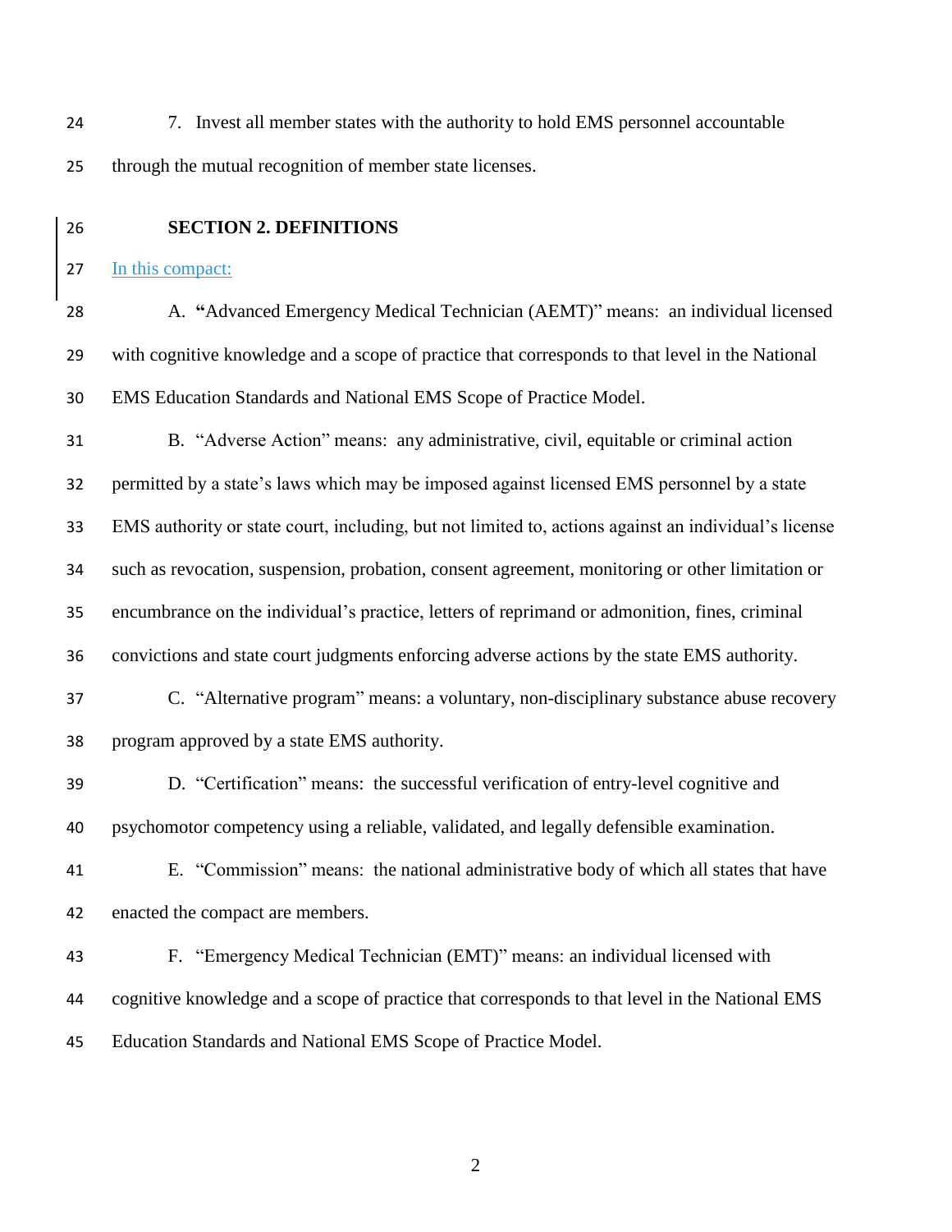7. Invest all member states with the authority to hold EMS personnel accountable through the mutual recognition of member state licenses.

## SECTION 2. DEFINITIONS

In this compact:

A. **"**Advanced Emergency Medical Technician (AEMT)" means: an individual licensed with cognitive knowledge and a scope of practice that corresponds to that level in the National EMS Education Standards and National EMS Scope of Practice Model.

B. "Adverse Action" means: any administrative, civil, equitable or criminal action permitted by a state's laws which may be imposed against licensed EMS personnel by a state EMS authority or state court, including, but not limited to, actions against an individual's license such as revocation, suspension, probation, consent agreement, monitoring or other limitation or encumbrance on the individual's practice, letters of reprimand or admonition, fines, criminal convictions and state court judgments enforcing adverse actions by the state EMS authority.

C. "Alternative program" means: a voluntary, non-disciplinary substance abuse recovery program approved by a state EMS authority.

D. "Certification" means: the successful verification of entry-level cognitive and psychomotor competency using a reliable, validated, and legally defensible examination.

E. "Commission" means: the national administrative body of which all states that have enacted the compact are members.

F. "Emergency Medical Technician (EMT)" means: an individual licensed with cognitive knowledge and a scope of practice that corresponds to that level in the National EMS Education Standards and National EMS Scope of Practice Model.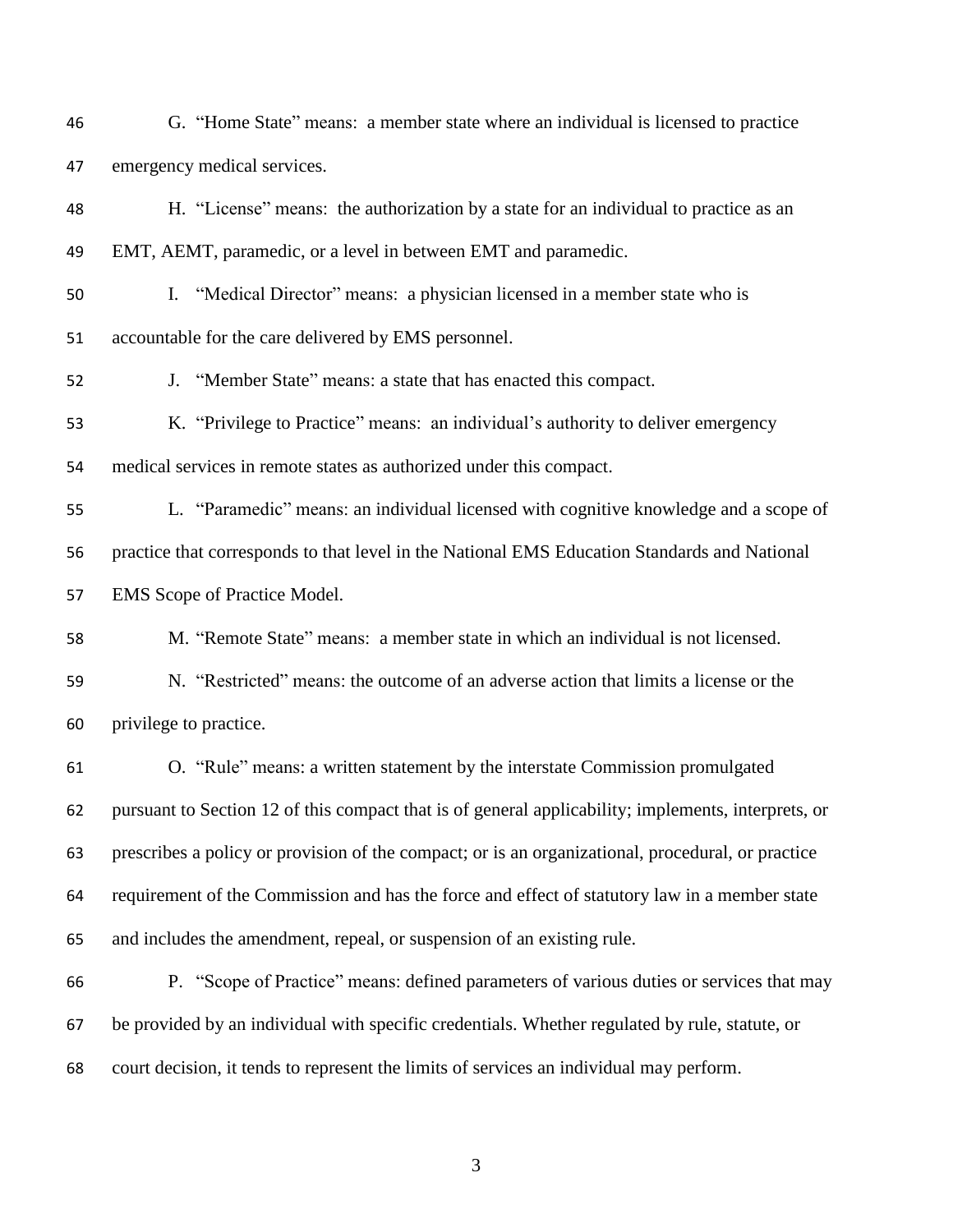G. "Home State" means: a member state where an individual is licensed to practice emergency medical services.

H. "License" means: the authorization by a state for an individual to practice as an EMT, AEMT, paramedic, or a level in between EMT and paramedic.

I. "Medical Director" means: a physician licensed in a member state who is accountable for the care delivered by EMS personnel.

J. "Member State" means: a state that has enacted this compact.

K. "Privilege to Practice" means: an individual's authority to deliver emergency medical services in remote states as authorized under this compact.

L. "Paramedic" means: an individual licensed with cognitive knowledge and a scope of practice that corresponds to that level in the National EMS Education Standards and National EMS Scope of Practice Model.

M. "Remote State" means: a member state in which an individual is not licensed.

N. "Restricted" means: the outcome of an adverse action that limits a license or the privilege to practice.

O. "Rule" means: a written statement by the interstate Commission promulgated pursuant to Section 12 of this compact that is of general applicability; implements, interprets, or prescribes a policy or provision of the compact; or is an organizational, procedural, or practice requirement of the Commission and has the force and effect of statutory law in a member state and includes the amendment, repeal, or suspension of an existing rule.

P. "Scope of Practice" means: defined parameters of various duties or services that may be provided by an individual with specific credentials. Whether regulated by rule, statute, or court decision, it tends to represent the limits of services an individual may perform.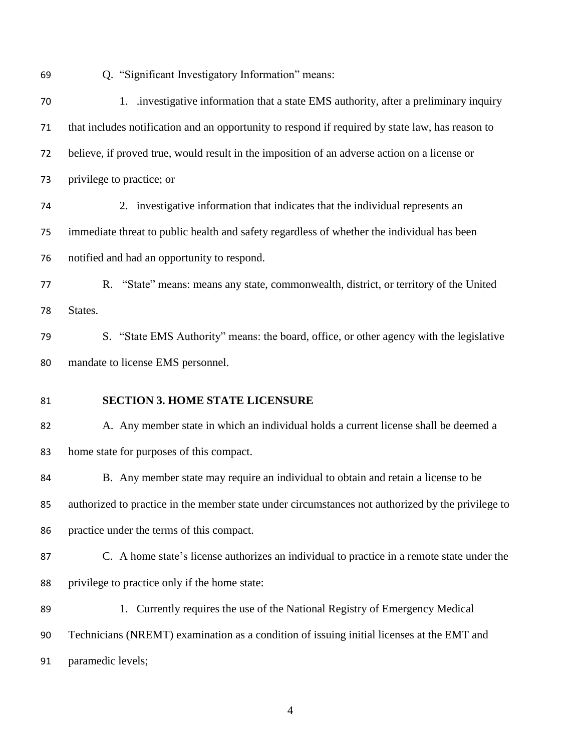Q. "Significant Investigatory Information" means:

1. .investigative information that a state EMS authority, after a preliminary inquiry that includes notification and an opportunity to respond if required by state law, has reason to believe, if proved true, would result in the imposition of an adverse action on a license or privilege to practice; or

2. investigative information that indicates that the individual represents an immediate threat to public health and safety regardless of whether the individual has been notified and had an opportunity to respond.

R. "State" means: means any state, commonwealth, district, or territory of the United States.

S. "State EMS Authority" means: the board, office, or other agency with the legislative mandate to license EMS personnel.

**SECTION 3. HOME STATE LICENSURE**

A. Any member state in which an individual holds a current license shall be deemed a home state for purposes of this compact.

B. Any member state may require an individual to obtain and retain a license to be authorized to practice in the member state under circumstances not authorized by the privilege to practice under the terms of this compact.

C. A home state's license authorizes an individual to practice in a remote state under the privilege to practice only if the home state:

1. Currently requires the use of the National Registry of Emergency Medical Technicians (NREMT) examination as a condition of issuing initial licenses at the EMT and paramedic levels;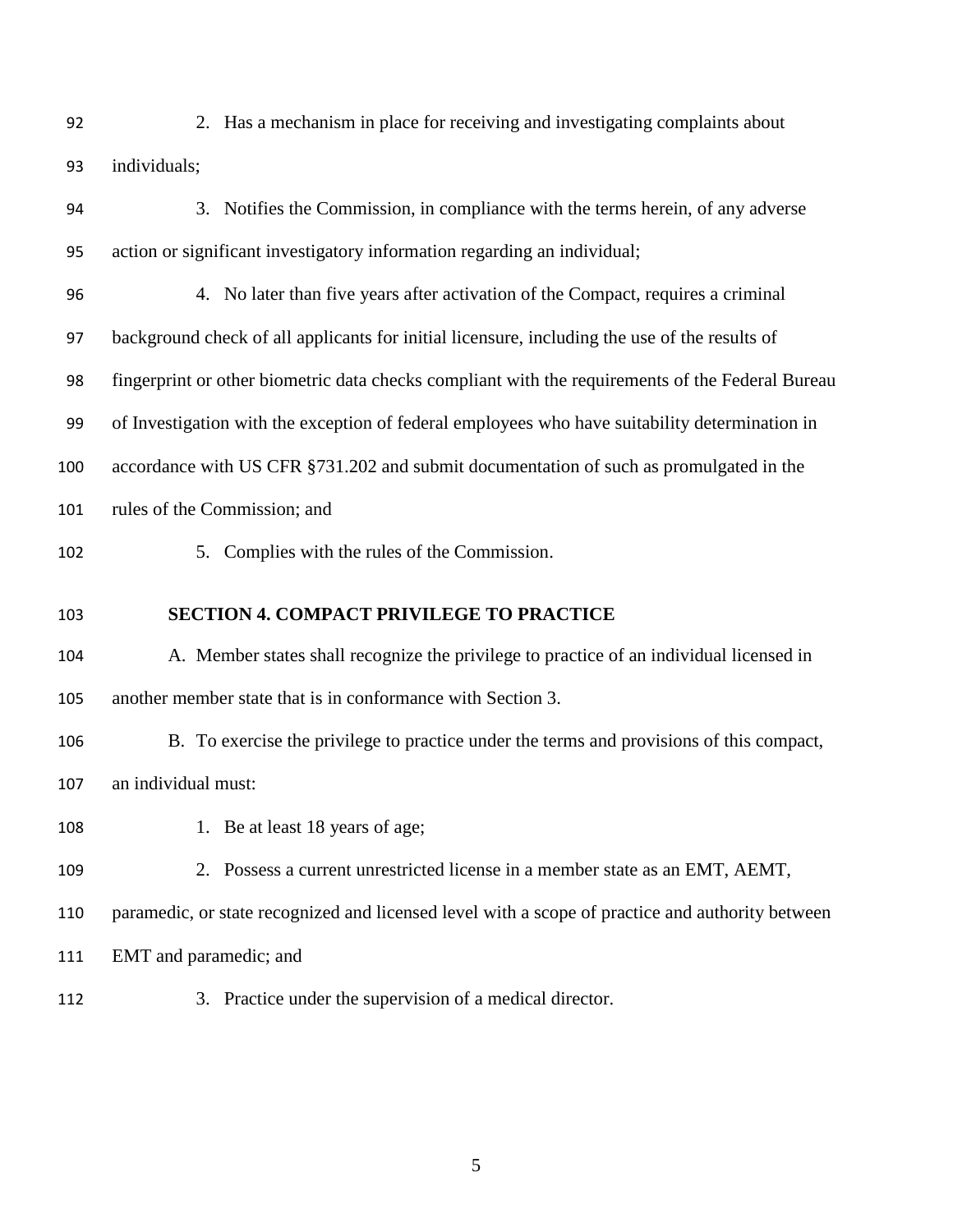2. Has a mechanism in place for receiving and investigating complaints about individuals;

3. Notifies the Commission, in compliance with the terms herein, of any adverse action or significant investigatory information regarding an individual;

4. No later than five years after activation of the Compact, requires a criminal background check of all applicants for initial licensure, including the use of the results of fingerprint or other biometric data checks compliant with the requirements of the Federal Bureau of Investigation with the exception of federal employees who have suitability determination in accordance with US CFR §731.202 and submit documentation of such as promulgated in the rules of the Commission; and

5. Complies with the rules of the Commission.

## SECTION 4. COMPACT PRIVILEGE TO PRACTICE

A. Member states shall recognize the privilege to practice of an individual licensed in another member state that is in conformance with Section 3.

B. To exercise the privilege to practice under the terms and provisions of this compact, an individual must:

1. Be at least 18 years of age;

2. Possess a current unrestricted license in a member state as an EMT, AEMT, paramedic, or state recognized and licensed level with a scope of practice and authority between EMT and paramedic; and

3. Practice under the supervision of a medical director.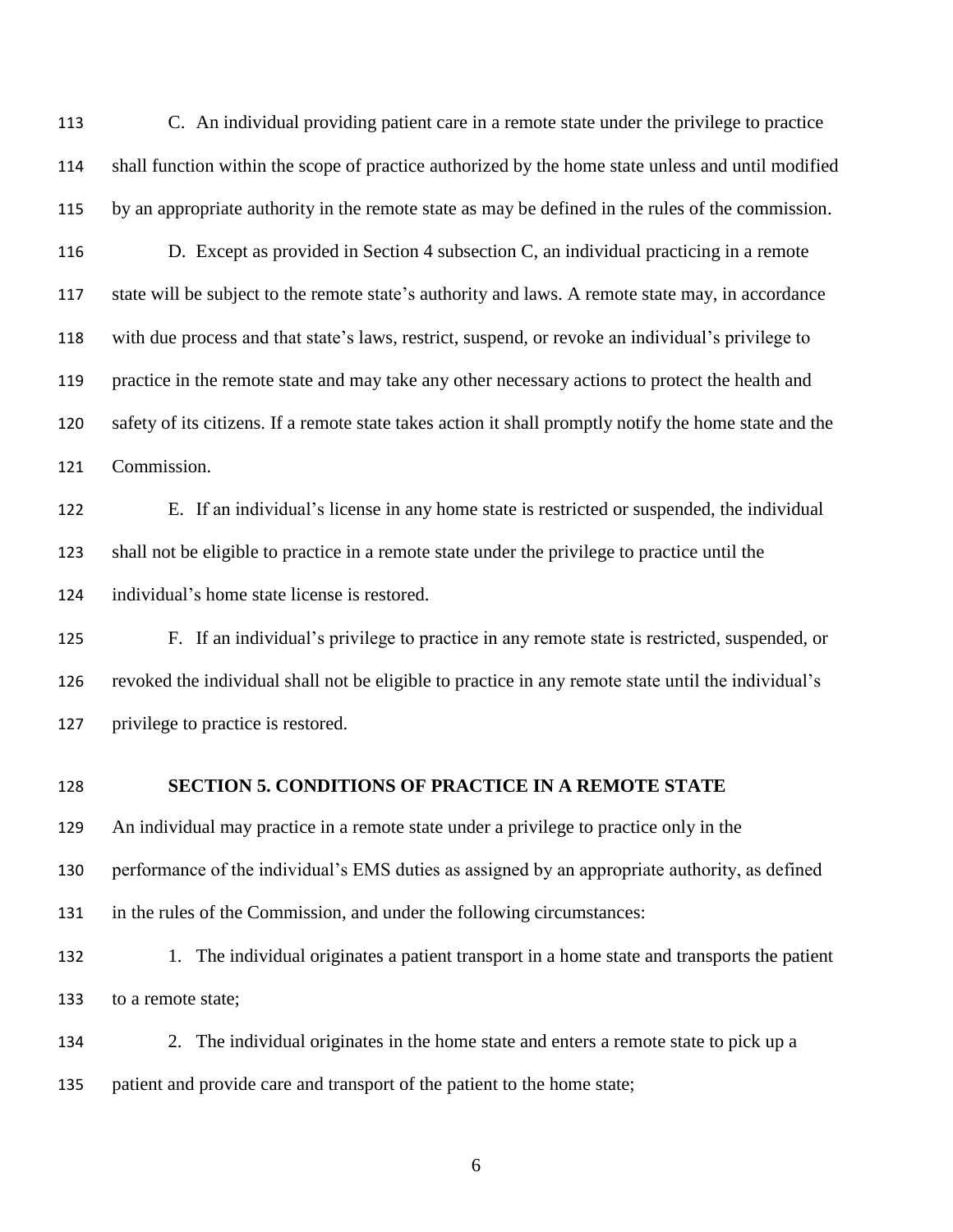C. An individual providing patient care in a remote state under the privilege to practice shall function within the scope of practice authorized by the home state unless and until modified by an appropriate authority in the remote state as may be defined in the rules of the commission.

D. Except as provided in Section 4 subsection C, an individual practicing in a remote state will be subject to the remote state's authority and laws. A remote state may, in accordance with due process and that state's laws, restrict, suspend, or revoke an individual's privilege to practice in the remote state and may take any other necessary actions to protect the health and safety of its citizens. If a remote state takes action it shall promptly notify the home state and the Commission.

E. If an individual's license in any home state is restricted or suspended, the individual shall not be eligible to practice in a remote state under the privilege to practice until the individual's home state license is restored.

F. If an individual's privilege to practice in any remote state is restricted, suspended, or revoked the individual shall not be eligible to practice in any remote state until the individual's privilege to practice is restored.

## SECTION 5. CONDITIONS OF PRACTICE IN A REMOTE STATE

An individual may practice in a remote state under a privilege to practice only in the performance of the individual's EMS duties as assigned by an appropriate authority, as defined in the rules of the Commission, and under the following circumstances:

1. The individual originates a patient transport in a home state and transports the patient to a remote state;

2. The individual originates in the home state and enters a remote state to pick up a patient and provide care and transport of the patient to the home state;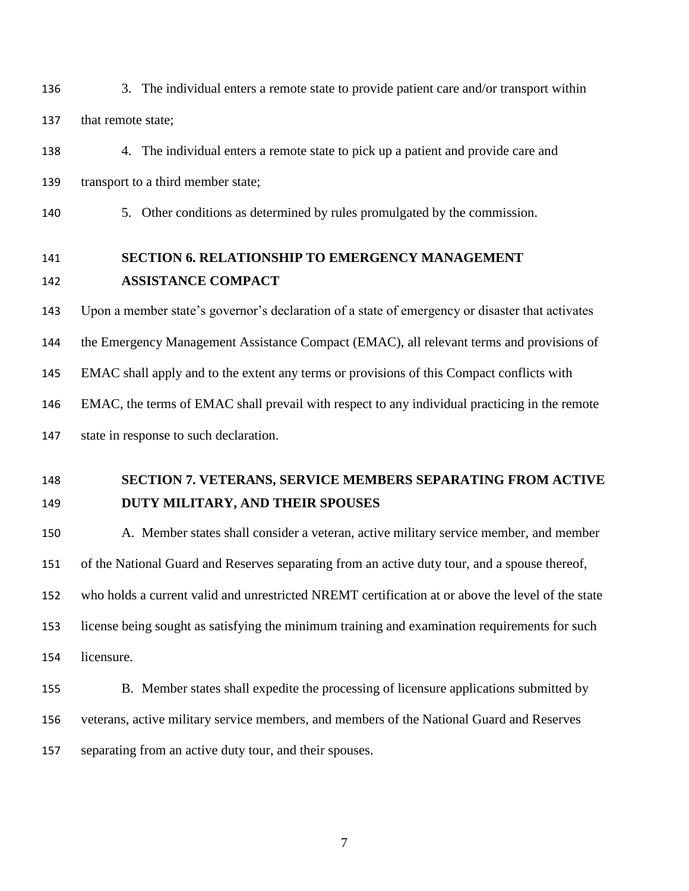3. The individual enters a remote state to provide patient care and/or transport within that remote state;

4. The individual enters a remote state to pick up a patient and provide care and transport to a third member state;

5. Other conditions as determined by rules promulgated by the commission.

## SECTION 6. RELATIONSHIP TO EMERGENCY MANAGEMENT ASSISTANCE COMPACT

Upon a member state's governor's declaration of a state of emergency or disaster that activates the Emergency Management Assistance Compact (EMAC), all relevant terms and provisions of EMAC shall apply and to the extent any terms or provisions of this Compact conflicts with EMAC, the terms of EMAC shall prevail with respect to any individual practicing in the remote state in response to such declaration.

## SECTION 7. VETERANS, SERVICE MEMBERS SEPARATING FROM ACTIVE DUTY MILITARY, AND THEIR SPOUSES

A. Member states shall consider a veteran, active military service member, and member of the National Guard and Reserves separating from an active duty tour, and a spouse thereof, who holds a current valid and unrestricted NREMT certification at or above the level of the state license being sought as satisfying the minimum training and examination requirements for such licensure.

B. Member states shall expedite the processing of licensure applications submitted by veterans, active military service members, and members of the National Guard and Reserves separating from an active duty tour, and their spouses.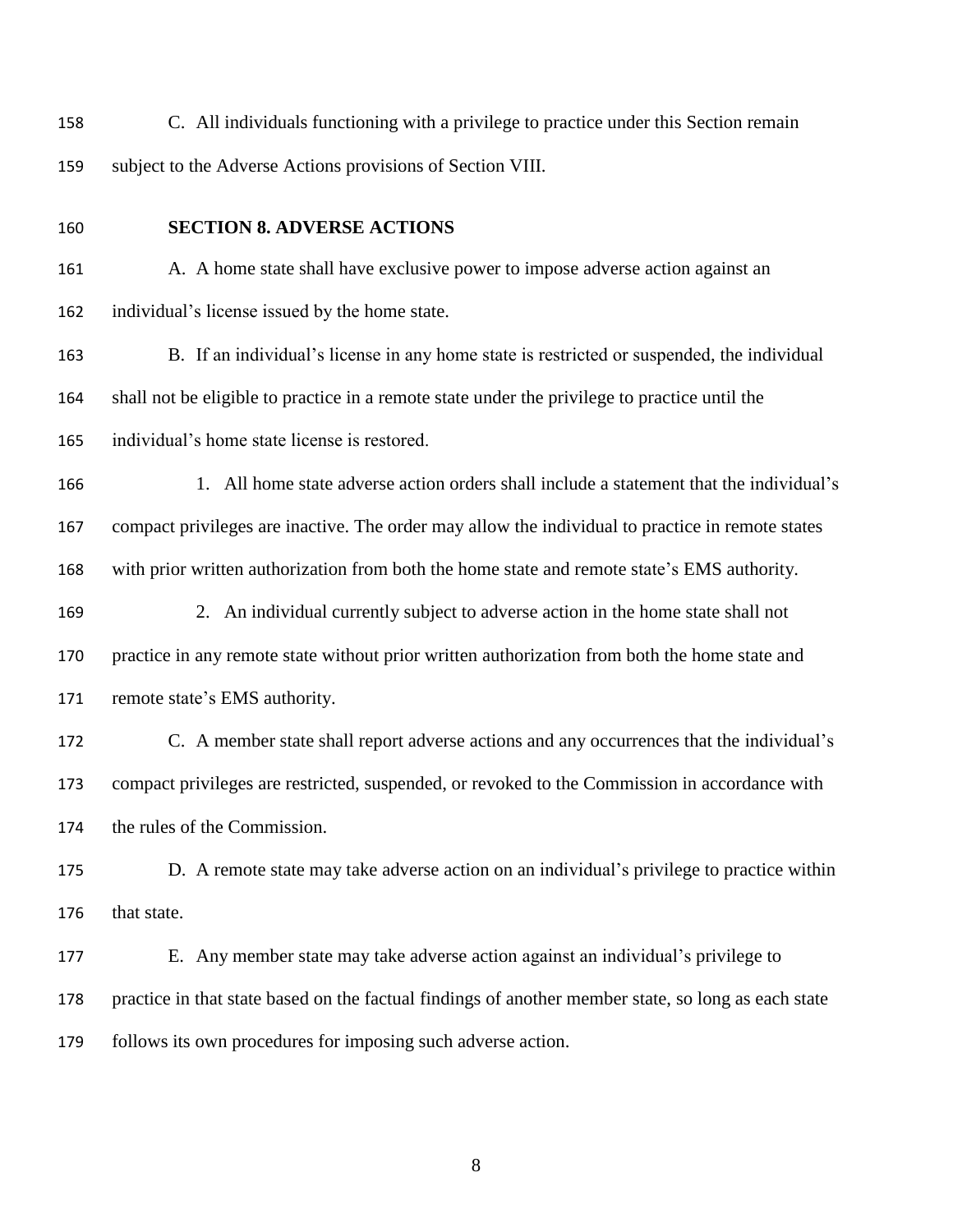C. All individuals functioning with a privilege to practice under this Section remain subject to the Adverse Actions provisions of Section VIII.

## SECTION 8. ADVERSE ACTIONS

A. A home state shall have exclusive power to impose adverse action against an individual's license issued by the home state.

B. If an individual's license in any home state is restricted or suspended, the individual shall not be eligible to practice in a remote state under the privilege to practice until the individual's home state license is restored.

1. All home state adverse action orders shall include a statement that the individual's compact privileges are inactive. The order may allow the individual to practice in remote states with prior written authorization from both the home state and remote state's EMS authority.

2. An individual currently subject to adverse action in the home state shall not practice in any remote state without prior written authorization from both the home state and remote state's EMS authority.

C. A member state shall report adverse actions and any occurrences that the individual's compact privileges are restricted, suspended, or revoked to the Commission in accordance with the rules of the Commission.

D. A remote state may take adverse action on an individual's privilege to practice within that state.

E. Any member state may take adverse action against an individual's privilege to practice in that state based on the factual findings of another member state, so long as each state follows its own procedures for imposing such adverse action.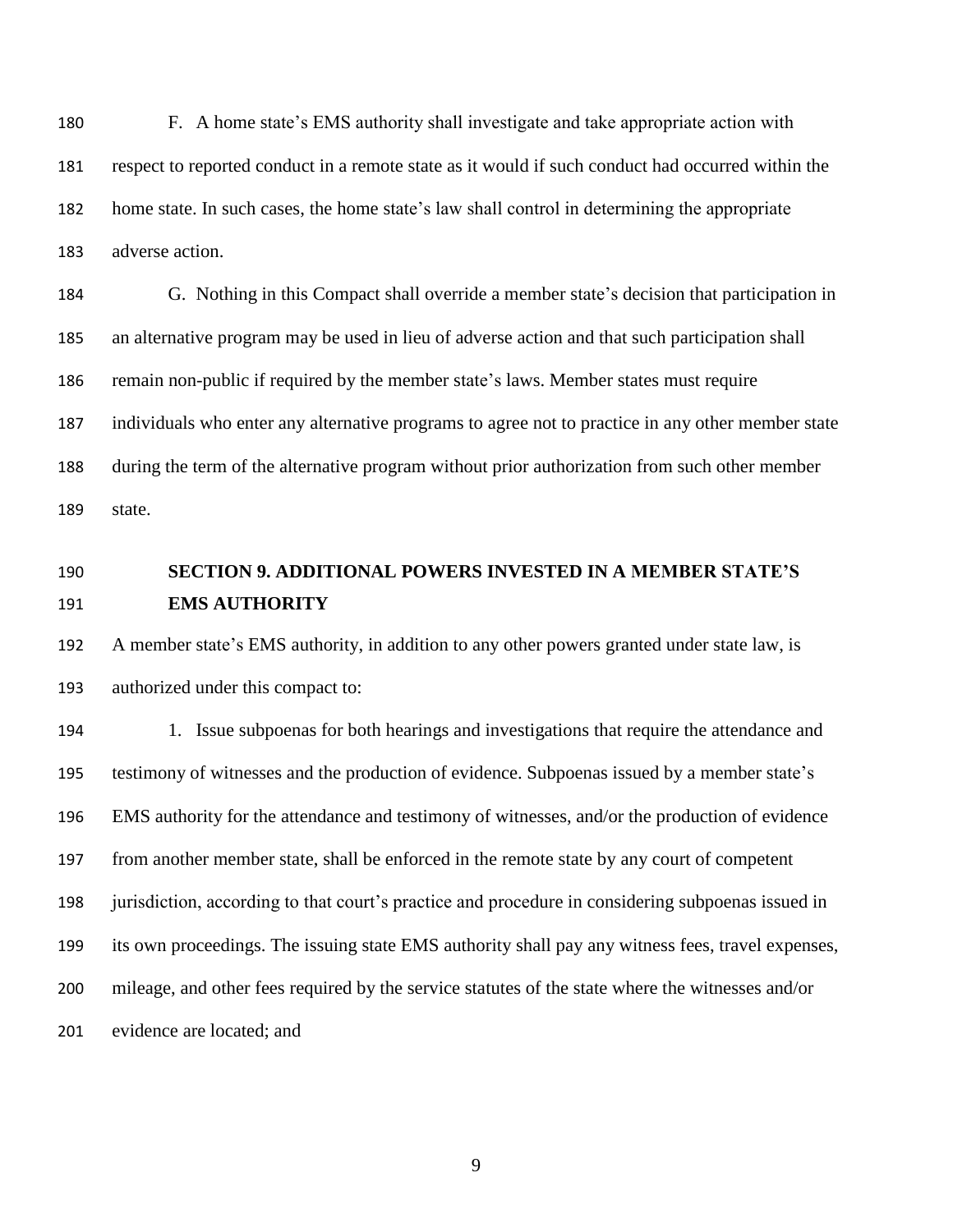F. A home state's EMS authority shall investigate and take appropriate action with respect to reported conduct in a remote state as it would if such conduct had occurred within the home state. In such cases, the home state's law shall control in determining the appropriate adverse action.

G. Nothing in this Compact shall override a member state's decision that participation in an alternative program may be used in lieu of adverse action and that such participation shall remain non-public if required by the member state's laws. Member states must require individuals who enter any alternative programs to agree not to practice in any other member state during the term of the alternative program without prior authorization from such other member state.

## SECTION 9. ADDITIONAL POWERS INVESTED IN A MEMBER STATE'S EMS AUTHORITY

A member state's EMS authority, in addition to any other powers granted under state law, is authorized under this compact to:

1. Issue subpoenas for both hearings and investigations that require the attendance and testimony of witnesses and the production of evidence. Subpoenas issued by a member state's EMS authority for the attendance and testimony of witnesses, and/or the production of evidence from another member state, shall be enforced in the remote state by any court of competent jurisdiction, according to that court's practice and procedure in considering subpoenas issued in its own proceedings. The issuing state EMS authority shall pay any witness fees, travel expenses, mileage, and other fees required by the service statutes of the state where the witnesses and/or evidence are located; and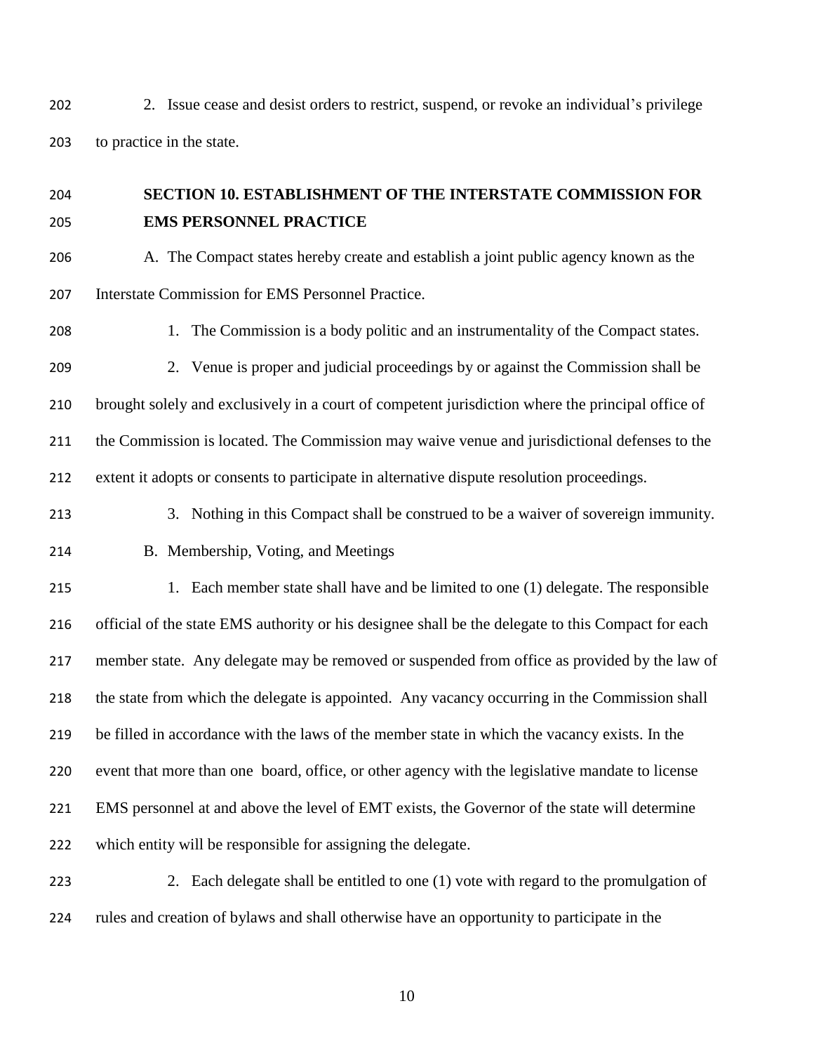2. Issue cease and desist orders to restrict, suspend, or revoke an individual's privilege to practice in the state.

## SECTION 10. ESTABLISHMENT OF THE INTERSTATE COMMISSION FOR EMS PERSONNEL PRACTICE

A. The Compact states hereby create and establish a joint public agency known as the Interstate Commission for EMS Personnel Practice.

1. The Commission is a body politic and an instrumentality of the Compact states.

2. Venue is proper and judicial proceedings by or against the Commission shall be brought solely and exclusively in a court of competent jurisdiction where the principal office of the Commission is located. The Commission may waive venue and jurisdictional defenses to the extent it adopts or consents to participate in alternative dispute resolution proceedings.

3. Nothing in this Compact shall be construed to be a waiver of sovereign immunity.

B. Membership, Voting, and Meetings

1. Each member state shall have and be limited to one (1) delegate. The responsible official of the state EMS authority or his designee shall be the delegate to this Compact for each member state. Any delegate may be removed or suspended from office as provided by the law of the state from which the delegate is appointed. Any vacancy occurring in the Commission shall be filled in accordance with the laws of the member state in which the vacancy exists. In the event that more than one board, office, or other agency with the legislative mandate to license EMS personnel at and above the level of EMT exists, the Governor of the state will determine which entity will be responsible for assigning the delegate.

2. Each delegate shall be entitled to one (1) vote with regard to the promulgation of rules and creation of bylaws and shall otherwise have an opportunity to participate in the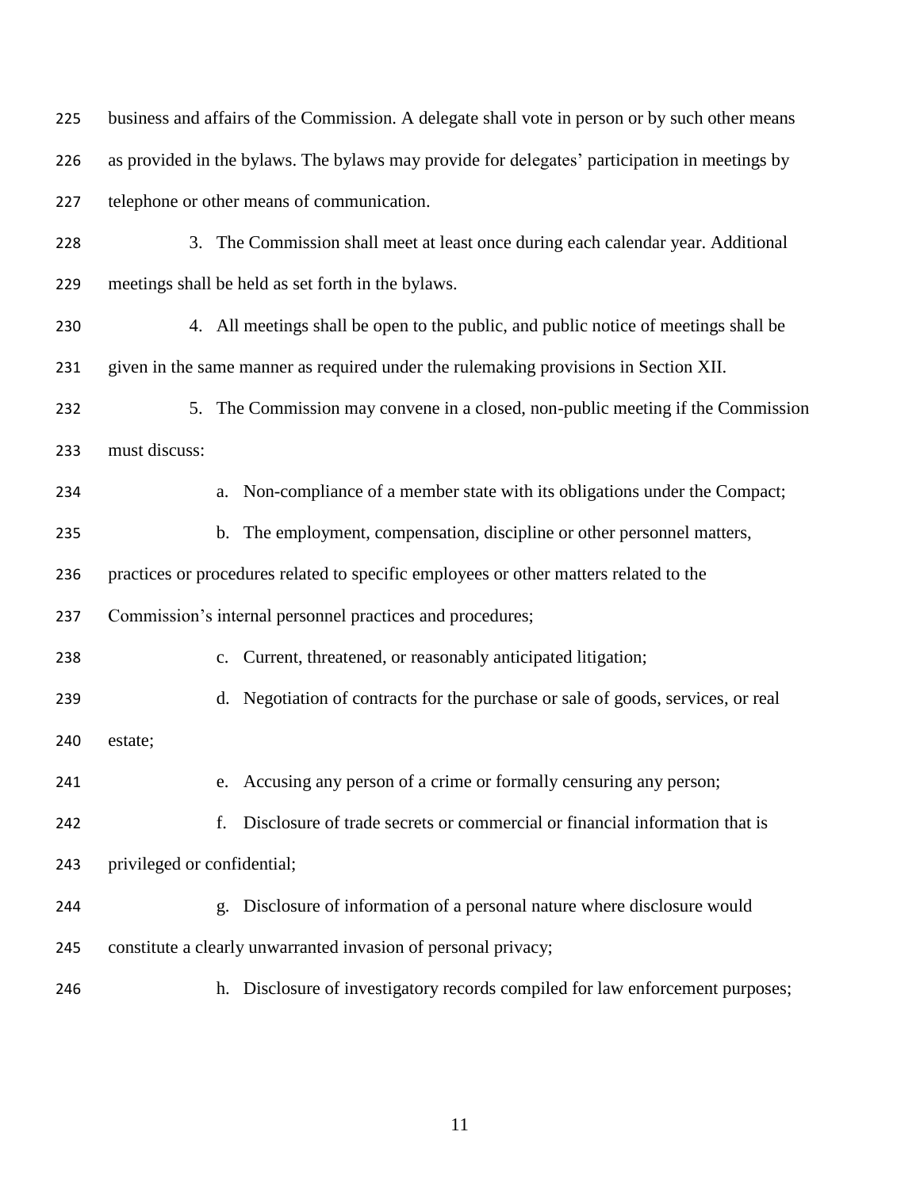business and affairs of the Commission. A delegate shall vote in person or by such other means as provided in the bylaws. The bylaws may provide for delegates' participation in meetings by telephone or other means of communication.

3. The Commission shall meet at least once during each calendar year. Additional meetings shall be held as set forth in the bylaws.

4. All meetings shall be open to the public, and public notice of meetings shall be given in the same manner as required under the rulemaking provisions in Section XII.

5. The Commission may convene in a closed, non-public meeting if the Commission must discuss:

a. Non-compliance of a member state with its obligations under the Compact;

b. The employment, compensation, discipline or other personnel matters, practices or procedures related to specific employees or other matters related to the Commission's internal personnel practices and procedures;

c. Current, threatened, or reasonably anticipated litigation;

d. Negotiation of contracts for the purchase or sale of goods, services, or real estate;

e. Accusing any person of a crime or formally censuring any person;

f. Disclosure of trade secrets or commercial or financial information that is privileged or confidential;

g. Disclosure of information of a personal nature where disclosure would constitute a clearly unwarranted invasion of personal privacy;

h. Disclosure of investigatory records compiled for law enforcement purposes;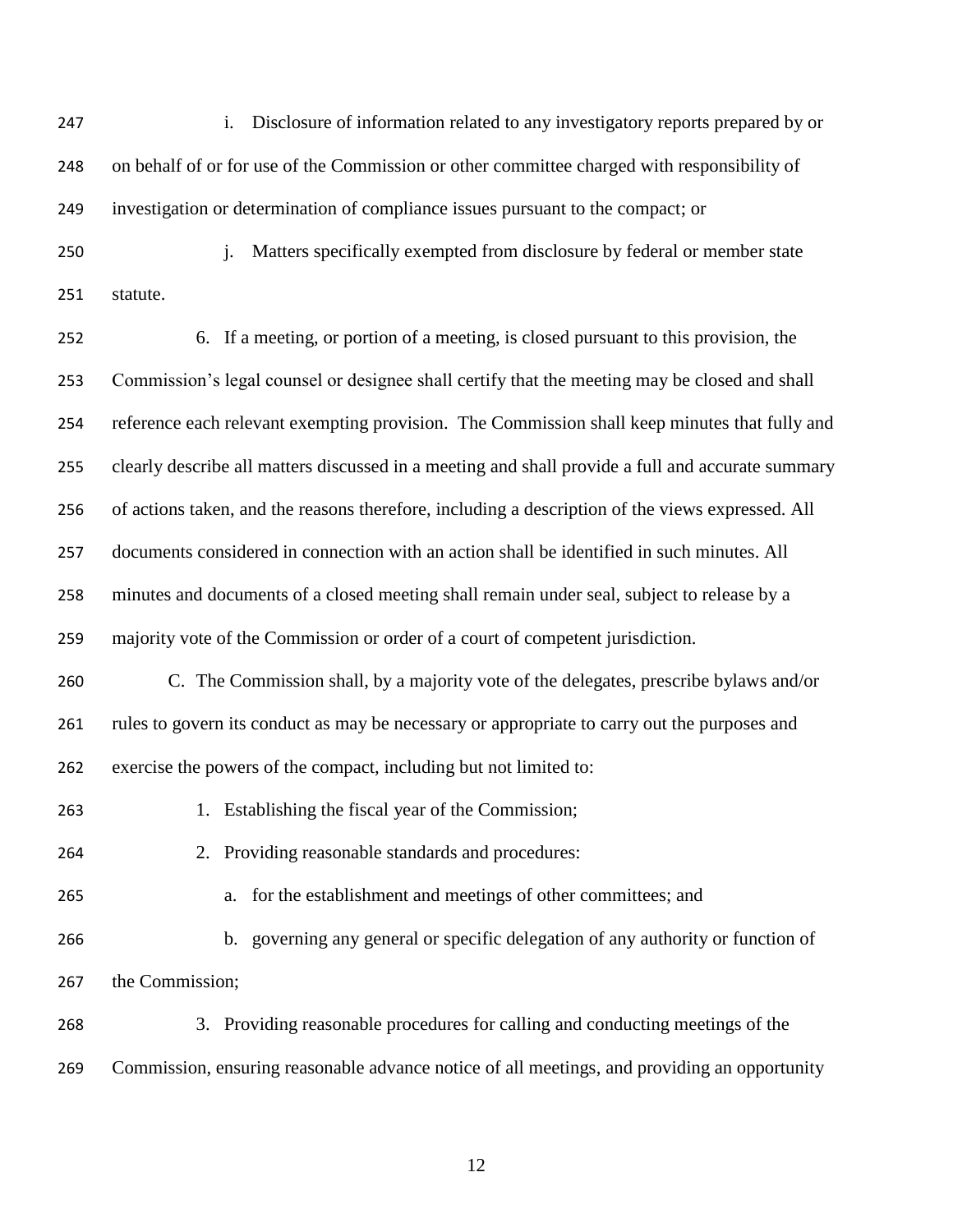i. Disclosure of information related to any investigatory reports prepared by or on behalf of or for use of the Commission or other committee charged with responsibility of investigation or determination of compliance issues pursuant to the compact; or

j. Matters specifically exempted from disclosure by federal or member state statute.

6. If a meeting, or portion of a meeting, is closed pursuant to this provision, the Commission's legal counsel or designee shall certify that the meeting may be closed and shall reference each relevant exempting provision. The Commission shall keep minutes that fully and clearly describe all matters discussed in a meeting and shall provide a full and accurate summary of actions taken, and the reasons therefore, including a description of the views expressed. All documents considered in connection with an action shall be identified in such minutes. All minutes and documents of a closed meeting shall remain under seal, subject to release by a majority vote of the Commission or order of a court of competent jurisdiction.

C. The Commission shall, by a majority vote of the delegates, prescribe bylaws and/or rules to govern its conduct as may be necessary or appropriate to carry out the purposes and exercise the powers of the compact, including but not limited to:

1. Establishing the fiscal year of the Commission;

2. Providing reasonable standards and procedures:

a. for the establishment and meetings of other committees; and

b. governing any general or specific delegation of any authority or function of the Commission;

3. Providing reasonable procedures for calling and conducting meetings of the Commission, ensuring reasonable advance notice of all meetings, and providing an opportunity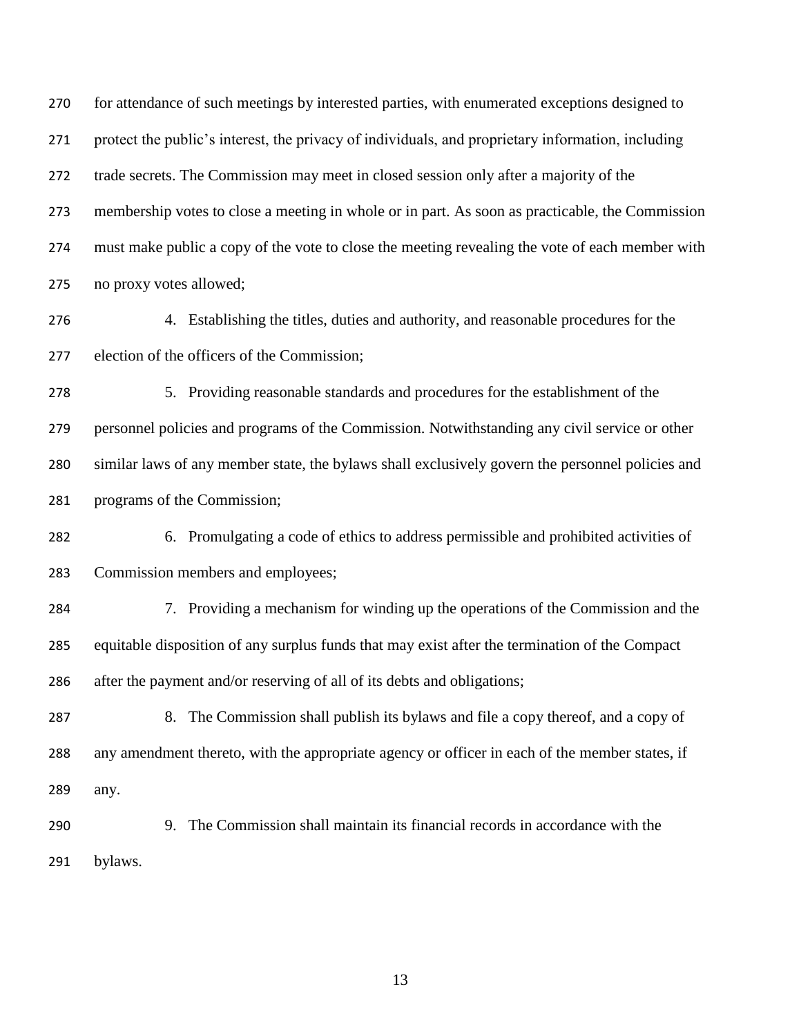for attendance of such meetings by interested parties, with enumerated exceptions designed to protect the public's interest, the privacy of individuals, and proprietary information, including trade secrets. The Commission may meet in closed session only after a majority of the membership votes to close a meeting in whole or in part. As soon as practicable, the Commission must make public a copy of the vote to close the meeting revealing the vote of each member with no proxy votes allowed;

4. Establishing the titles, duties and authority, and reasonable procedures for the election of the officers of the Commission;

5. Providing reasonable standards and procedures for the establishment of the personnel policies and programs of the Commission. Notwithstanding any civil service or other similar laws of any member state, the bylaws shall exclusively govern the personnel policies and programs of the Commission;

6. Promulgating a code of ethics to address permissible and prohibited activities of Commission members and employees;

7. Providing a mechanism for winding up the operations of the Commission and the equitable disposition of any surplus funds that may exist after the termination of the Compact after the payment and/or reserving of all of its debts and obligations;

8. The Commission shall publish its bylaws and file a copy thereof, and a copy of any amendment thereto, with the appropriate agency or officer in each of the member states, if any.

9. The Commission shall maintain its financial records in accordance with the bylaws.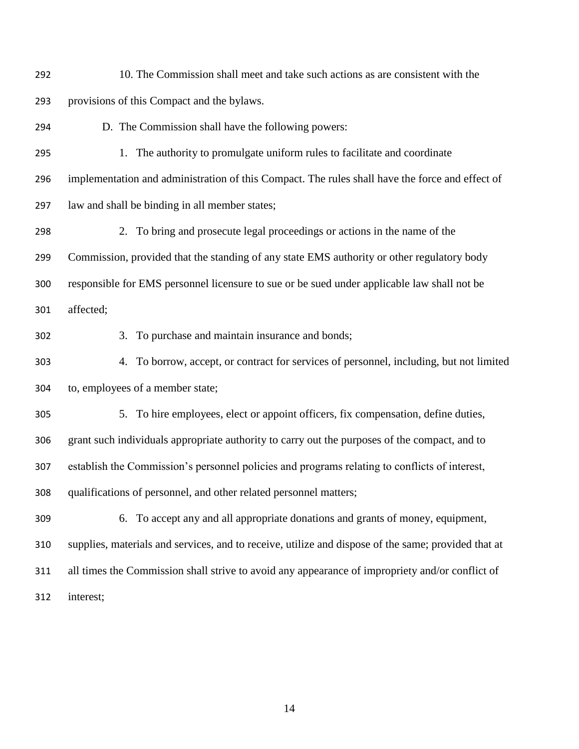10. The Commission shall meet and take such actions as are consistent with the provisions of this Compact and the bylaws.

D. The Commission shall have the following powers:

1. The authority to promulgate uniform rules to facilitate and coordinate implementation and administration of this Compact. The rules shall have the force and effect of law and shall be binding in all member states;

2. To bring and prosecute legal proceedings or actions in the name of the Commission, provided that the standing of any state EMS authority or other regulatory body responsible for EMS personnel licensure to sue or be sued under applicable law shall not be affected;

3. To purchase and maintain insurance and bonds;

4. To borrow, accept, or contract for services of personnel, including, but not limited to, employees of a member state;

5. To hire employees, elect or appoint officers, fix compensation, define duties, grant such individuals appropriate authority to carry out the purposes of the compact, and to establish the Commission's personnel policies and programs relating to conflicts of interest, qualifications of personnel, and other related personnel matters;

6. To accept any and all appropriate donations and grants of money, equipment, supplies, materials and services, and to receive, utilize and dispose of the same; provided that at all times the Commission shall strive to avoid any appearance of impropriety and/or conflict of interest;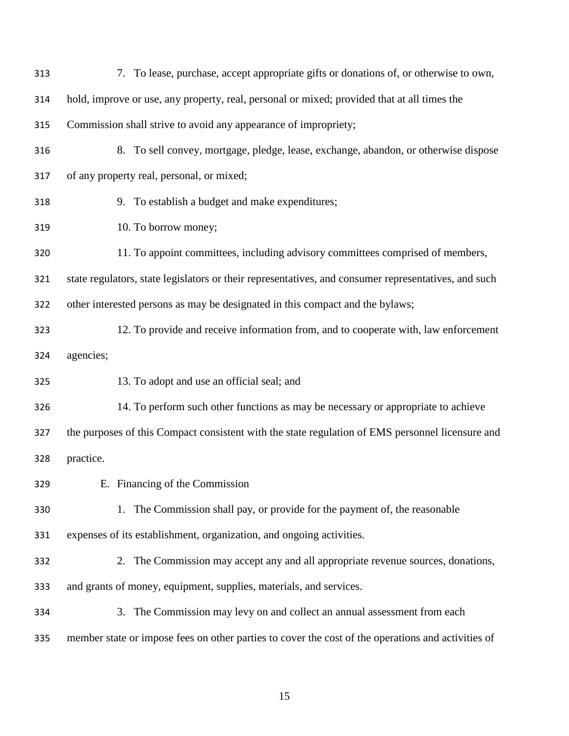7. To lease, purchase, accept appropriate gifts or donations of, or otherwise to own, hold, improve or use, any property, real, personal or mixed; provided that at all times the Commission shall strive to avoid any appearance of impropriety;

8. To sell convey, mortgage, pledge, lease, exchange, abandon, or otherwise dispose of any property real, personal, or mixed;

9. To establish a budget and make expenditures;

10. To borrow money;

11. To appoint committees, including advisory committees comprised of members, state regulators, state legislators or their representatives, and consumer representatives, and such other interested persons as may be designated in this compact and the bylaws;

12. To provide and receive information from, and to cooperate with, law enforcement agencies;

13. To adopt and use an official seal; and

14. To perform such other functions as may be necessary or appropriate to achieve the purposes of this Compact consistent with the state regulation of EMS personnel licensure and practice.

E. Financing of the Commission

1. The Commission shall pay, or provide for the payment of, the reasonable expenses of its establishment, organization, and ongoing activities.

2. The Commission may accept any and all appropriate revenue sources, donations, and grants of money, equipment, supplies, materials, and services.

3. The Commission may levy on and collect an annual assessment from each member state or impose fees on other parties to cover the cost of the operations and activities of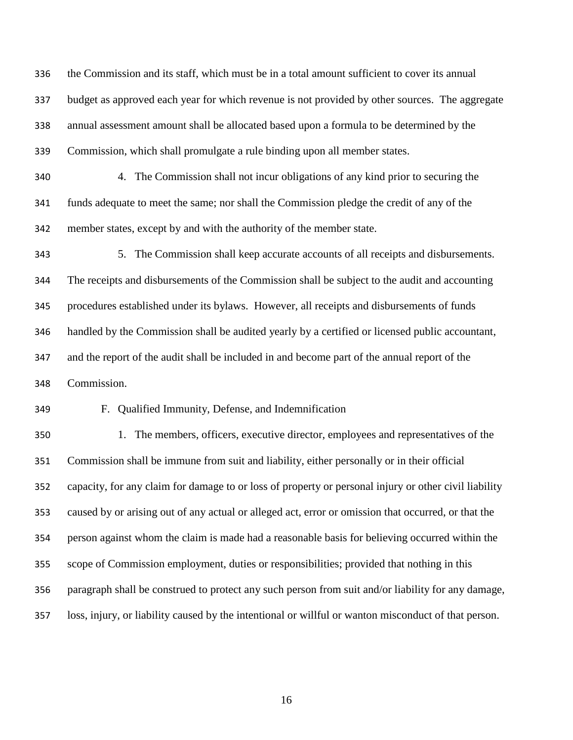the Commission and its staff, which must be in a total amount sufficient to cover its annual budget as approved each year for which revenue is not provided by other sources. The aggregate annual assessment amount shall be allocated based upon a formula to be determined by the Commission, which shall promulgate a rule binding upon all member states.

4. The Commission shall not incur obligations of any kind prior to securing the funds adequate to meet the same; nor shall the Commission pledge the credit of any of the member states, except by and with the authority of the member state.

5. The Commission shall keep accurate accounts of all receipts and disbursements. The receipts and disbursements of the Commission shall be subject to the audit and accounting procedures established under its bylaws. However, all receipts and disbursements of funds handled by the Commission shall be audited yearly by a certified or licensed public accountant, and the report of the audit shall be included in and become part of the annual report of the Commission.

F. Qualified Immunity, Defense, and Indemnification

1. The members, officers, executive director, employees and representatives of the Commission shall be immune from suit and liability, either personally or in their official capacity, for any claim for damage to or loss of property or personal injury or other civil liability caused by or arising out of any actual or alleged act, error or omission that occurred, or that the person against whom the claim is made had a reasonable basis for believing occurred within the scope of Commission employment, duties or responsibilities; provided that nothing in this paragraph shall be construed to protect any such person from suit and/or liability for any damage, loss, injury, or liability caused by the intentional or willful or wanton misconduct of that person.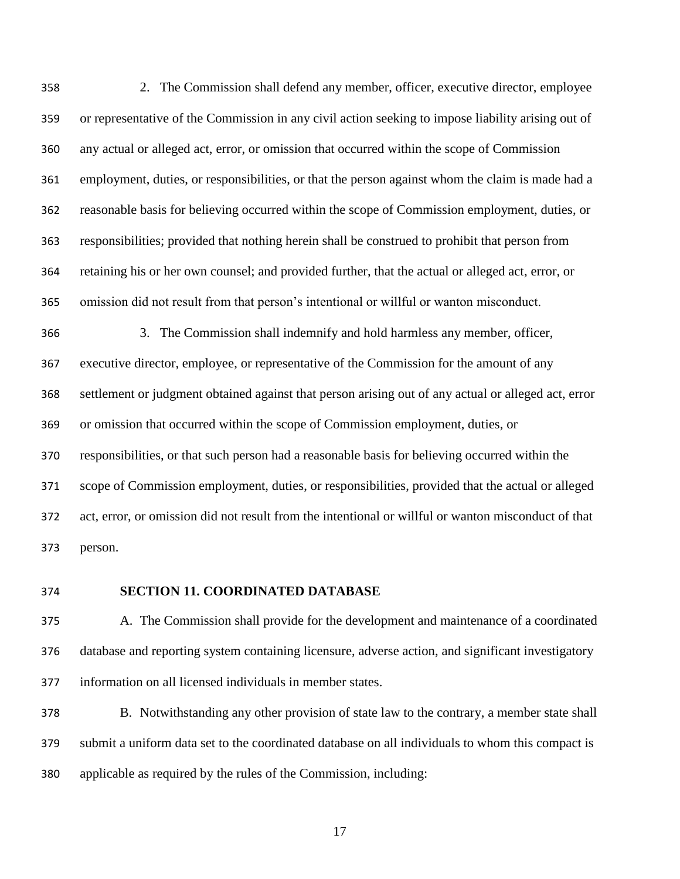2. The Commission shall defend any member, officer, executive director, employee or representative of the Commission in any civil action seeking to impose liability arising out of any actual or alleged act, error, or omission that occurred within the scope of Commission employment, duties, or responsibilities, or that the person against whom the claim is made had a reasonable basis for believing occurred within the scope of Commission employment, duties, or responsibilities; provided that nothing herein shall be construed to prohibit that person from retaining his or her own counsel; and provided further, that the actual or alleged act, error, or omission did not result from that person's intentional or willful or wanton misconduct.

3. The Commission shall indemnify and hold harmless any member, officer, executive director, employee, or representative of the Commission for the amount of any settlement or judgment obtained against that person arising out of any actual or alleged act, error or omission that occurred within the scope of Commission employment, duties, or responsibilities, or that such person had a reasonable basis for believing occurred within the scope of Commission employment, duties, or responsibilities, provided that the actual or alleged act, error, or omission did not result from the intentional or willful or wanton misconduct of that person.

## SECTION 11. COORDINATED DATABASE

A. The Commission shall provide for the development and maintenance of a coordinated database and reporting system containing licensure, adverse action, and significant investigatory information on all licensed individuals in member states.

B. Notwithstanding any other provision of state law to the contrary, a member state shall submit a uniform data set to the coordinated database on all individuals to whom this compact is applicable as required by the rules of the Commission, including: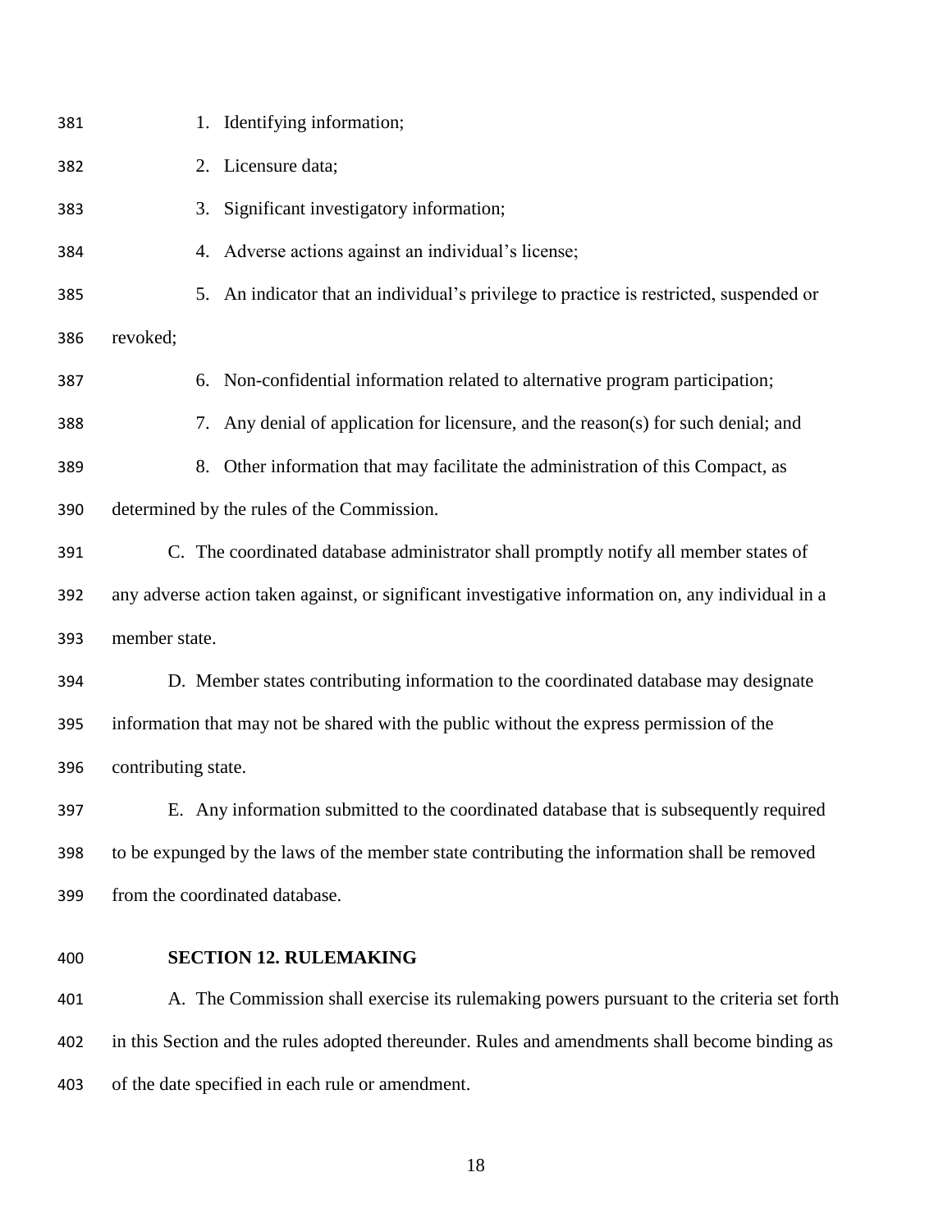1. Identifying information;
2. Licensure data;
3. Significant investigatory information;
4. Adverse actions against an individual's license;
5. An indicator that an individual's privilege to practice is restricted, suspended or revoked;
6. Non-confidential information related to alternative program participation;
7. Any denial of application for licensure, and the reason(s) for such denial; and
8. Other information that may facilitate the administration of this Compact, as determined by the rules of the Commission.

C. The coordinated database administrator shall promptly notify all member states of any adverse action taken against, or significant investigative information on, any individual in a member state.

D. Member states contributing information to the coordinated database may designate information that may not be shared with the public without the express permission of the contributing state.

E. Any information submitted to the coordinated database that is subsequently required to be expunged by the laws of the member state contributing the information shall be removed from the coordinated database.

## SECTION 12. RULEMAKING

A. The Commission shall exercise its rulemaking powers pursuant to the criteria set forth in this Section and the rules adopted thereunder. Rules and amendments shall become binding as of the date specified in each rule or amendment.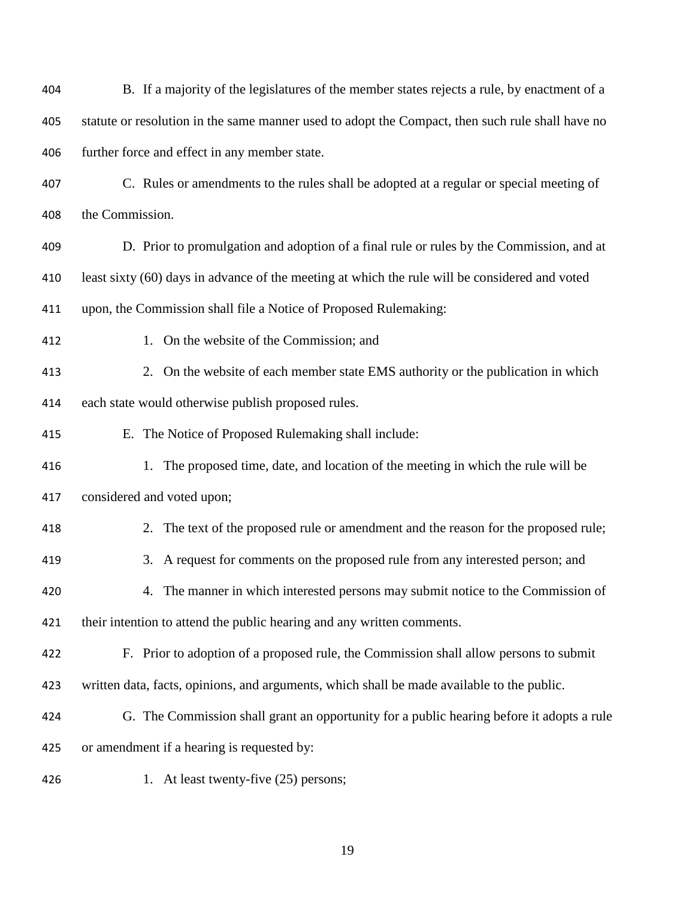B. If a majority of the legislatures of the member states rejects a rule, by enactment of a statute or resolution in the same manner used to adopt the Compact, then such rule shall have no further force and effect in any member state.

C. Rules or amendments to the rules shall be adopted at a regular or special meeting of the Commission.

D. Prior to promulgation and adoption of a final rule or rules by the Commission, and at least sixty (60) days in advance of the meeting at which the rule will be considered and voted upon, the Commission shall file a Notice of Proposed Rulemaking:

1. On the website of the Commission; and

2. On the website of each member state EMS authority or the publication in which each state would otherwise publish proposed rules.

E. The Notice of Proposed Rulemaking shall include:

1. The proposed time, date, and location of the meeting in which the rule will be considered and voted upon;

2. The text of the proposed rule or amendment and the reason for the proposed rule;

3. A request for comments on the proposed rule from any interested person; and

4. The manner in which interested persons may submit notice to the Commission of their intention to attend the public hearing and any written comments.

F. Prior to adoption of a proposed rule, the Commission shall allow persons to submit written data, facts, opinions, and arguments, which shall be made available to the public.

G. The Commission shall grant an opportunity for a public hearing before it adopts a rule or amendment if a hearing is requested by:

1. At least twenty-five (25) persons;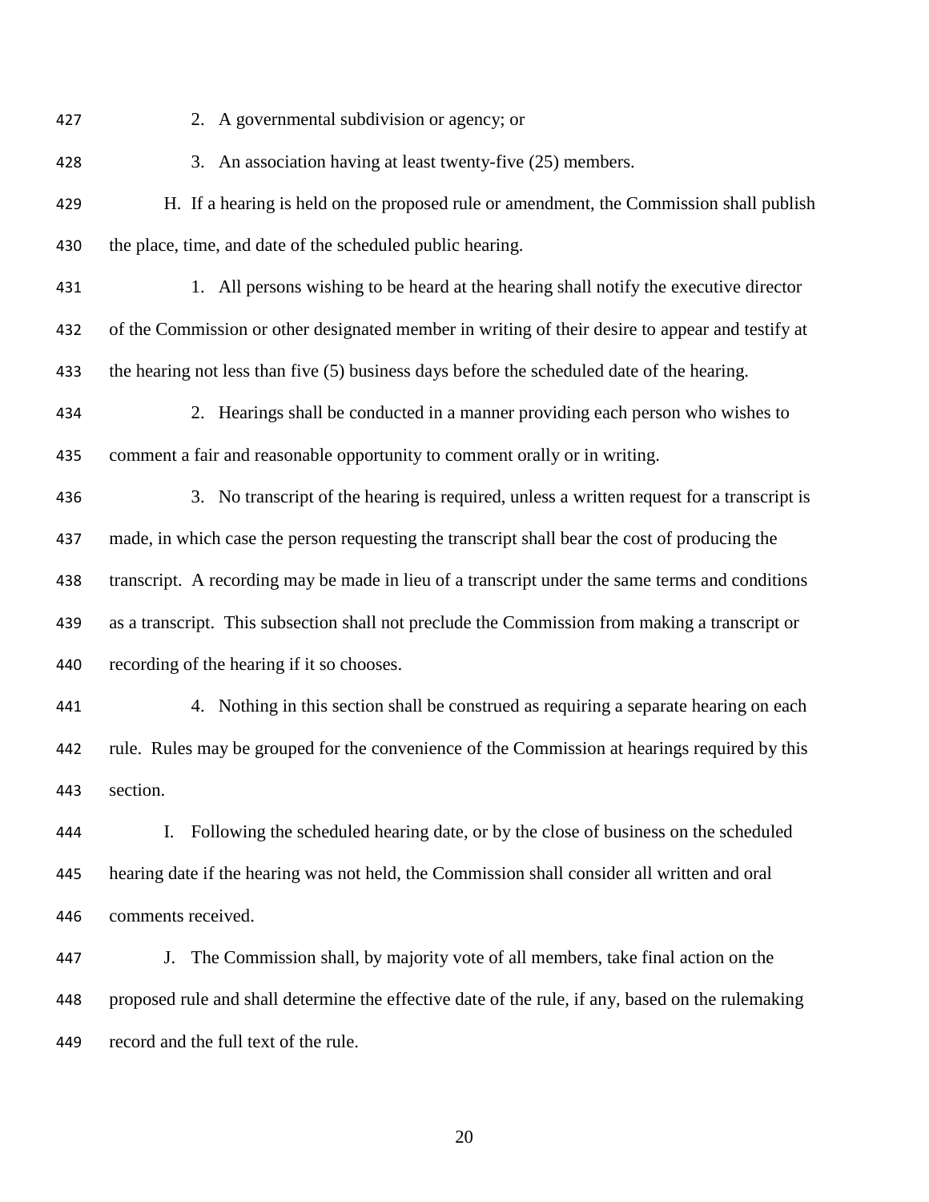2. A governmental subdivision or agency; or

3. An association having at least twenty-five (25) members.

H. If a hearing is held on the proposed rule or amendment, the Commission shall publish the place, time, and date of the scheduled public hearing.

1. All persons wishing to be heard at the hearing shall notify the executive director of the Commission or other designated member in writing of their desire to appear and testify at the hearing not less than five (5) business days before the scheduled date of the hearing.

2. Hearings shall be conducted in a manner providing each person who wishes to comment a fair and reasonable opportunity to comment orally or in writing.

3. No transcript of the hearing is required, unless a written request for a transcript is made, in which case the person requesting the transcript shall bear the cost of producing the transcript. A recording may be made in lieu of a transcript under the same terms and conditions as a transcript. This subsection shall not preclude the Commission from making a transcript or recording of the hearing if it so chooses.

4. Nothing in this section shall be construed as requiring a separate hearing on each rule. Rules may be grouped for the convenience of the Commission at hearings required by this section.

I. Following the scheduled hearing date, or by the close of business on the scheduled hearing date if the hearing was not held, the Commission shall consider all written and oral comments received.

J. The Commission shall, by majority vote of all members, take final action on the proposed rule and shall determine the effective date of the rule, if any, based on the rulemaking record and the full text of the rule.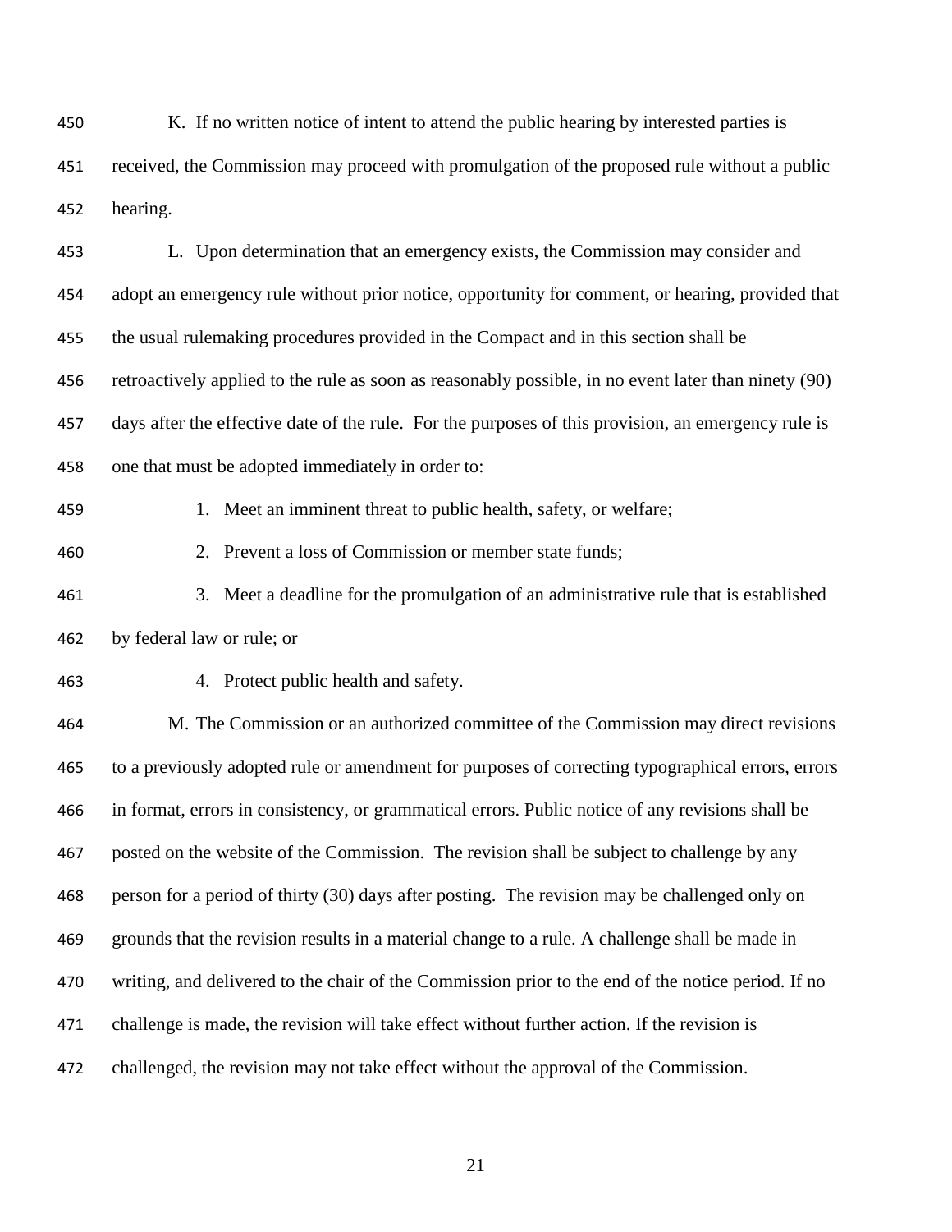K. If no written notice of intent to attend the public hearing by interested parties is received, the Commission may proceed with promulgation of the proposed rule without a public hearing.

L. Upon determination that an emergency exists, the Commission may consider and adopt an emergency rule without prior notice, opportunity for comment, or hearing, provided that the usual rulemaking procedures provided in the Compact and in this section shall be retroactively applied to the rule as soon as reasonably possible, in no event later than ninety (90) days after the effective date of the rule. For the purposes of this provision, an emergency rule is one that must be adopted immediately in order to:

1. Meet an imminent threat to public health, safety, or welfare;
2. Prevent a loss of Commission or member state funds;
3. Meet a deadline for the promulgation of an administrative rule that is established by federal law or rule; or
4. Protect public health and safety.

M. The Commission or an authorized committee of the Commission may direct revisions to a previously adopted rule or amendment for purposes of correcting typographical errors, errors in format, errors in consistency, or grammatical errors. Public notice of any revisions shall be posted on the website of the Commission. The revision shall be subject to challenge by any person for a period of thirty (30) days after posting. The revision may be challenged only on grounds that the revision results in a material change to a rule. A challenge shall be made in writing, and delivered to the chair of the Commission prior to the end of the notice period. If no challenge is made, the revision will take effect without further action. If the revision is challenged, the revision may not take effect without the approval of the Commission.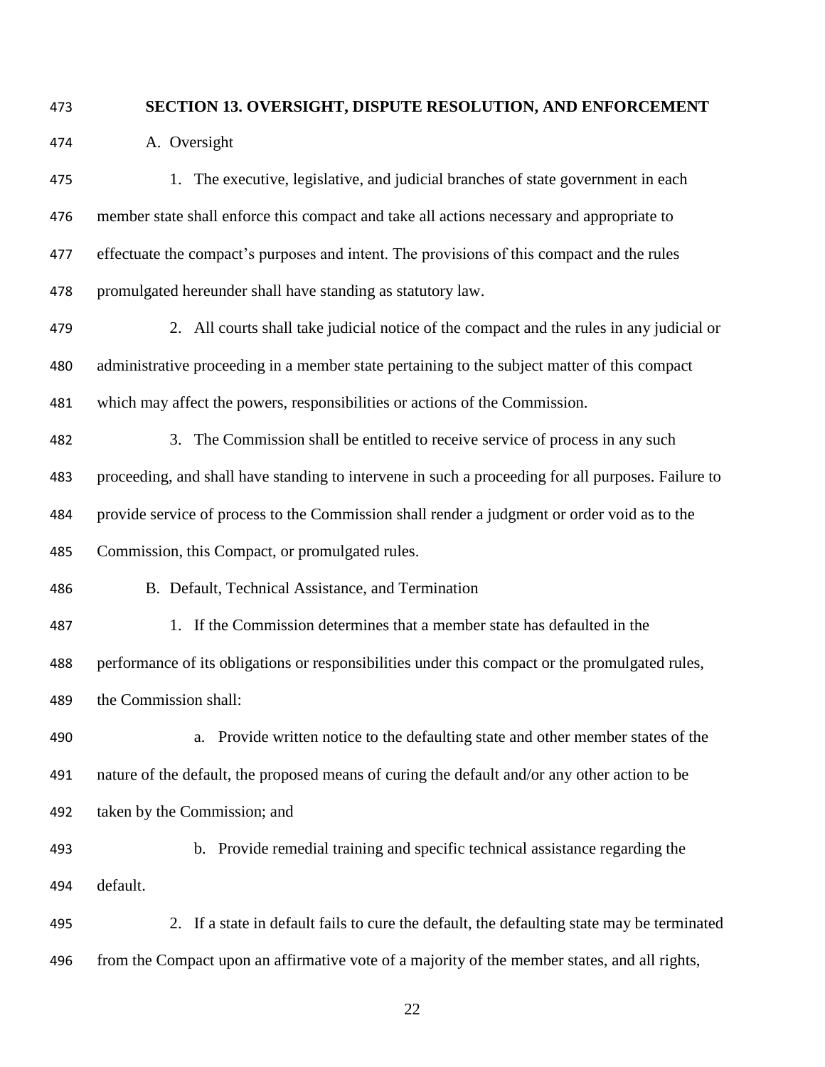## SECTION 13. OVERSIGHT, DISPUTE RESOLUTION, AND ENFORCEMENT

A. Oversight

1. The executive, legislative, and judicial branches of state government in each member state shall enforce this compact and take all actions necessary and appropriate to effectuate the compact's purposes and intent. The provisions of this compact and the rules promulgated hereunder shall have standing as statutory law.

2. All courts shall take judicial notice of the compact and the rules in any judicial or administrative proceeding in a member state pertaining to the subject matter of this compact which may affect the powers, responsibilities or actions of the Commission.

3. The Commission shall be entitled to receive service of process in any such proceeding, and shall have standing to intervene in such a proceeding for all purposes. Failure to provide service of process to the Commission shall render a judgment or order void as to the Commission, this Compact, or promulgated rules.

B. Default, Technical Assistance, and Termination

1. If the Commission determines that a member state has defaulted in the performance of its obligations or responsibilities under this compact or the promulgated rules, the Commission shall:

a. Provide written notice to the defaulting state and other member states of the nature of the default, the proposed means of curing the default and/or any other action to be taken by the Commission; and

b. Provide remedial training and specific technical assistance regarding the default.

2. If a state in default fails to cure the default, the defaulting state may be terminated from the Compact upon an affirmative vote of a majority of the member states, and all rights,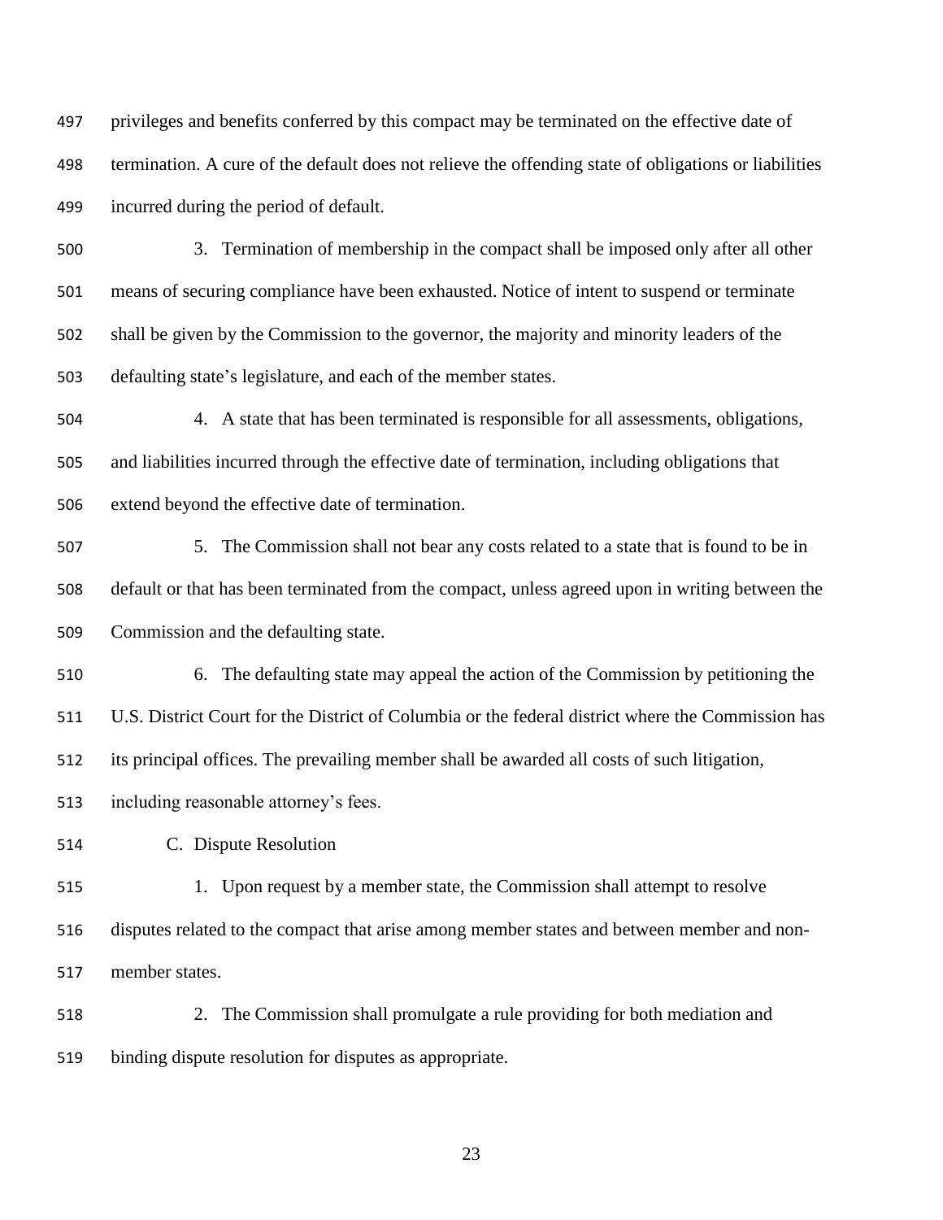privileges and benefits conferred by this compact may be terminated on the effective date of termination. A cure of the default does not relieve the offending state of obligations or liabilities incurred during the period of default.

3. Termination of membership in the compact shall be imposed only after all other means of securing compliance have been exhausted. Notice of intent to suspend or terminate shall be given by the Commission to the governor, the majority and minority leaders of the defaulting state's legislature, and each of the member states.

4. A state that has been terminated is responsible for all assessments, obligations, and liabilities incurred through the effective date of termination, including obligations that extend beyond the effective date of termination.

5. The Commission shall not bear any costs related to a state that is found to be in default or that has been terminated from the compact, unless agreed upon in writing between the Commission and the defaulting state.

6. The defaulting state may appeal the action of the Commission by petitioning the U.S. District Court for the District of Columbia or the federal district where the Commission has its principal offices. The prevailing member shall be awarded all costs of such litigation, including reasonable attorney's fees.

C. Dispute Resolution

1. Upon request by a member state, the Commission shall attempt to resolve disputes related to the compact that arise among member states and between member and non-member states.

2. The Commission shall promulgate a rule providing for both mediation and binding dispute resolution for disputes as appropriate.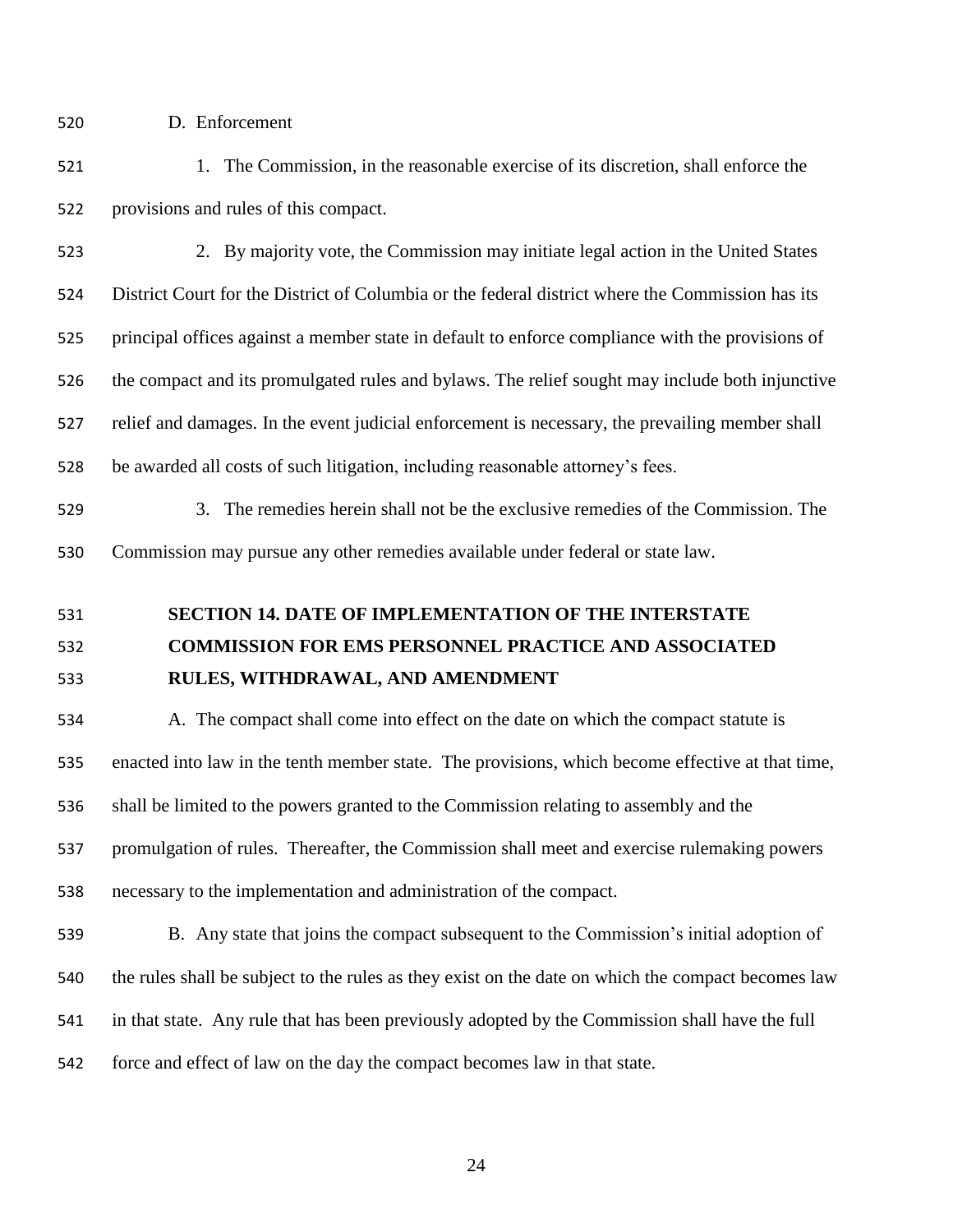D. Enforcement

1. The Commission, in the reasonable exercise of its discretion, shall enforce the provisions and rules of this compact.

2. By majority vote, the Commission may initiate legal action in the United States District Court for the District of Columbia or the federal district where the Commission has its principal offices against a member state in default to enforce compliance with the provisions of the compact and its promulgated rules and bylaws. The relief sought may include both injunctive relief and damages. In the event judicial enforcement is necessary, the prevailing member shall be awarded all costs of such litigation, including reasonable attorney's fees.

3. The remedies herein shall not be the exclusive remedies of the Commission. The Commission may pursue any other remedies available under federal or state law.

## SECTION 14. DATE OF IMPLEMENTATION OF THE INTERSTATE COMMISSION FOR EMS PERSONNEL PRACTICE AND ASSOCIATED RULES, WITHDRAWAL, AND AMENDMENT

A. The compact shall come into effect on the date on which the compact statute is enacted into law in the tenth member state. The provisions, which become effective at that time, shall be limited to the powers granted to the Commission relating to assembly and the promulgation of rules. Thereafter, the Commission shall meet and exercise rulemaking powers necessary to the implementation and administration of the compact.

B. Any state that joins the compact subsequent to the Commission's initial adoption of the rules shall be subject to the rules as they exist on the date on which the compact becomes law in that state. Any rule that has been previously adopted by the Commission shall have the full force and effect of law on the day the compact becomes law in that state.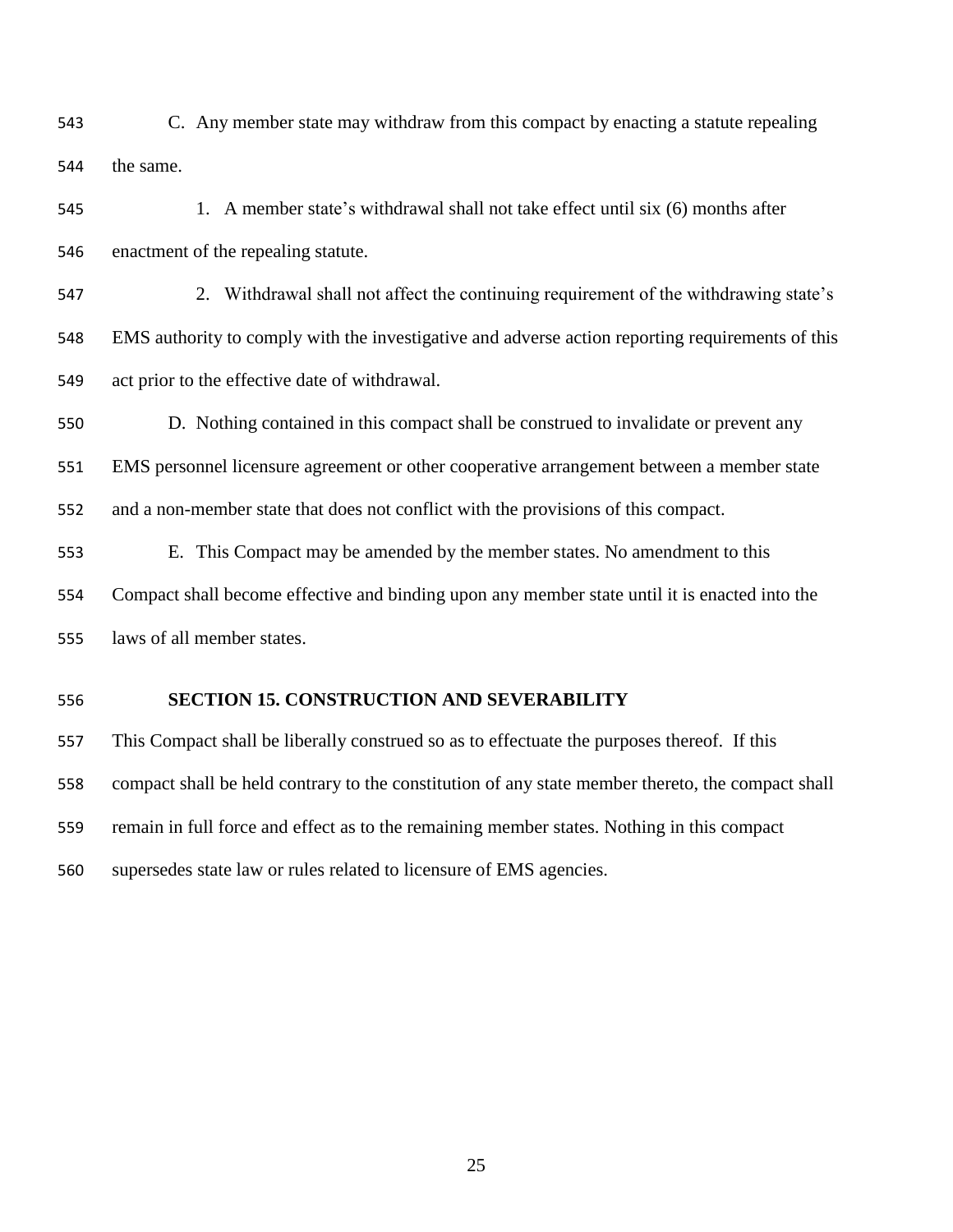C. Any member state may withdraw from this compact by enacting a statute repealing the same.

1. A member state's withdrawal shall not take effect until six (6) months after enactment of the repealing statute.

2. Withdrawal shall not affect the continuing requirement of the withdrawing state's EMS authority to comply with the investigative and adverse action reporting requirements of this act prior to the effective date of withdrawal.

D. Nothing contained in this compact shall be construed to invalidate or prevent any EMS personnel licensure agreement or other cooperative arrangement between a member state and a non-member state that does not conflict with the provisions of this compact.

E. This Compact may be amended by the member states. No amendment to this Compact shall become effective and binding upon any member state until it is enacted into the laws of all member states.

## SECTION 15. CONSTRUCTION AND SEVERABILITY

This Compact shall be liberally construed so as to effectuate the purposes thereof. If this compact shall be held contrary to the constitution of any state member thereto, the compact shall remain in full force and effect as to the remaining member states. Nothing in this compact supersedes state law or rules related to licensure of EMS agencies.